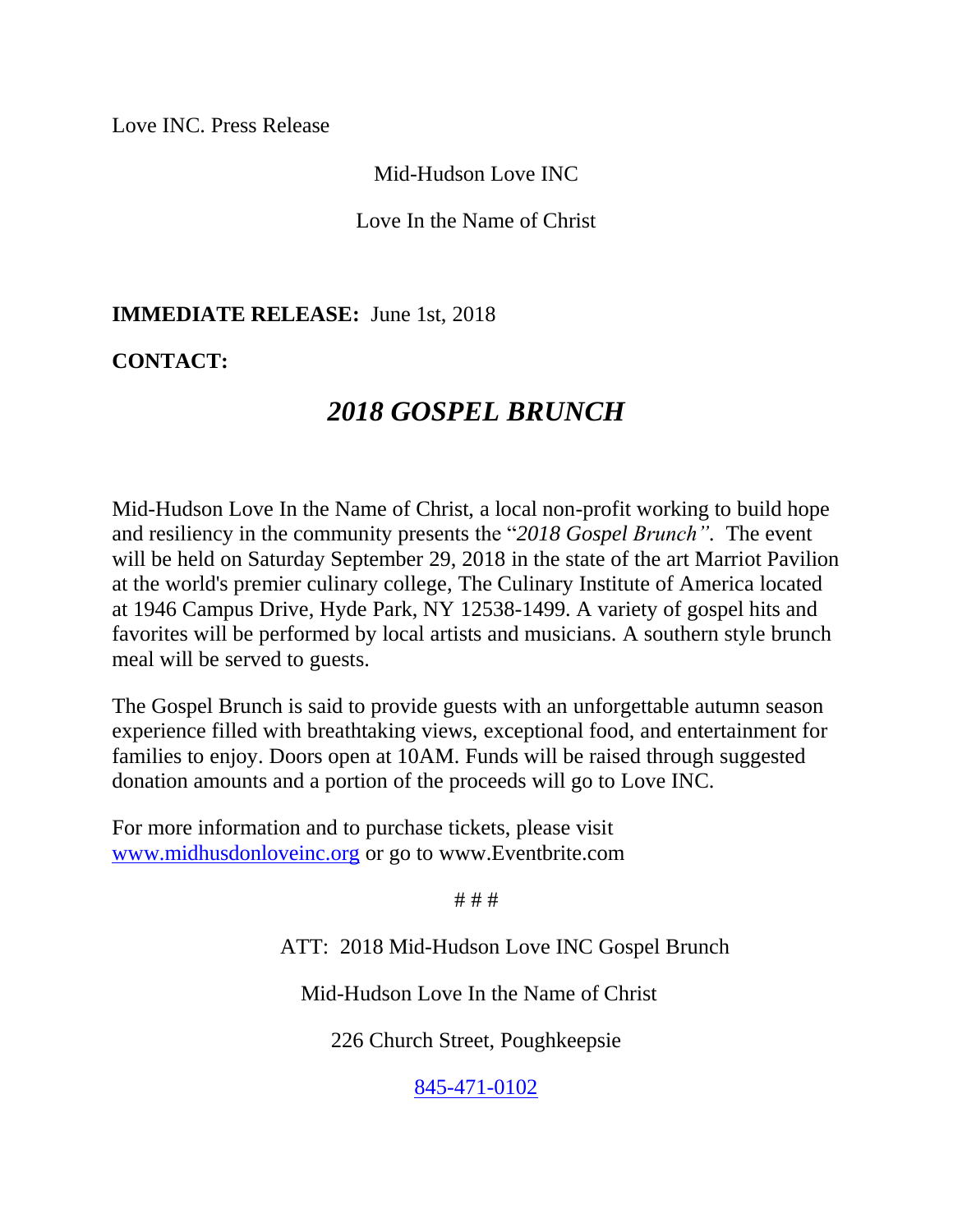Love INC. Press Release

Mid-Hudson Love INC

Love In the Name of Christ

**IMMEDIATE RELEASE:** June 1st, 2018

**CONTACT:**

# *2018 GOSPEL BRUNCH*

Mid-Hudson Love In the Name of Christ, a local non-profit working to build hope and resiliency in the community presents the "*2018 Gospel Brunch"*. The event will be held on Saturday September 29, 2018 in the state of the art Marriot Pavilion at the world's premier culinary college, The Culinary Institute of America located at 1946 Campus Drive, Hyde Park, NY 12538-1499. A variety of gospel hits and favorites will be performed by local artists and musicians. A southern style brunch meal will be served to guests.

The Gospel Brunch is said to provide guests with an unforgettable autumn season experience filled with breathtaking views, exceptional food, and entertainment for families to enjoy. Doors open at 10AM. Funds will be raised through suggested donation amounts and a portion of the proceeds will go to Love INC.

For more information and to purchase tickets, please visit [www.midhusdonloveinc.org](www.midhusdonloveinc.org) or go to www.Eventbrite.com

# # #

ATT: 2018 Mid-Hudson Love INC Gospel Brunch

Mid-Hudson Love In the Name of Christ

226 Church Street, Poughkeepsie

845-471-0102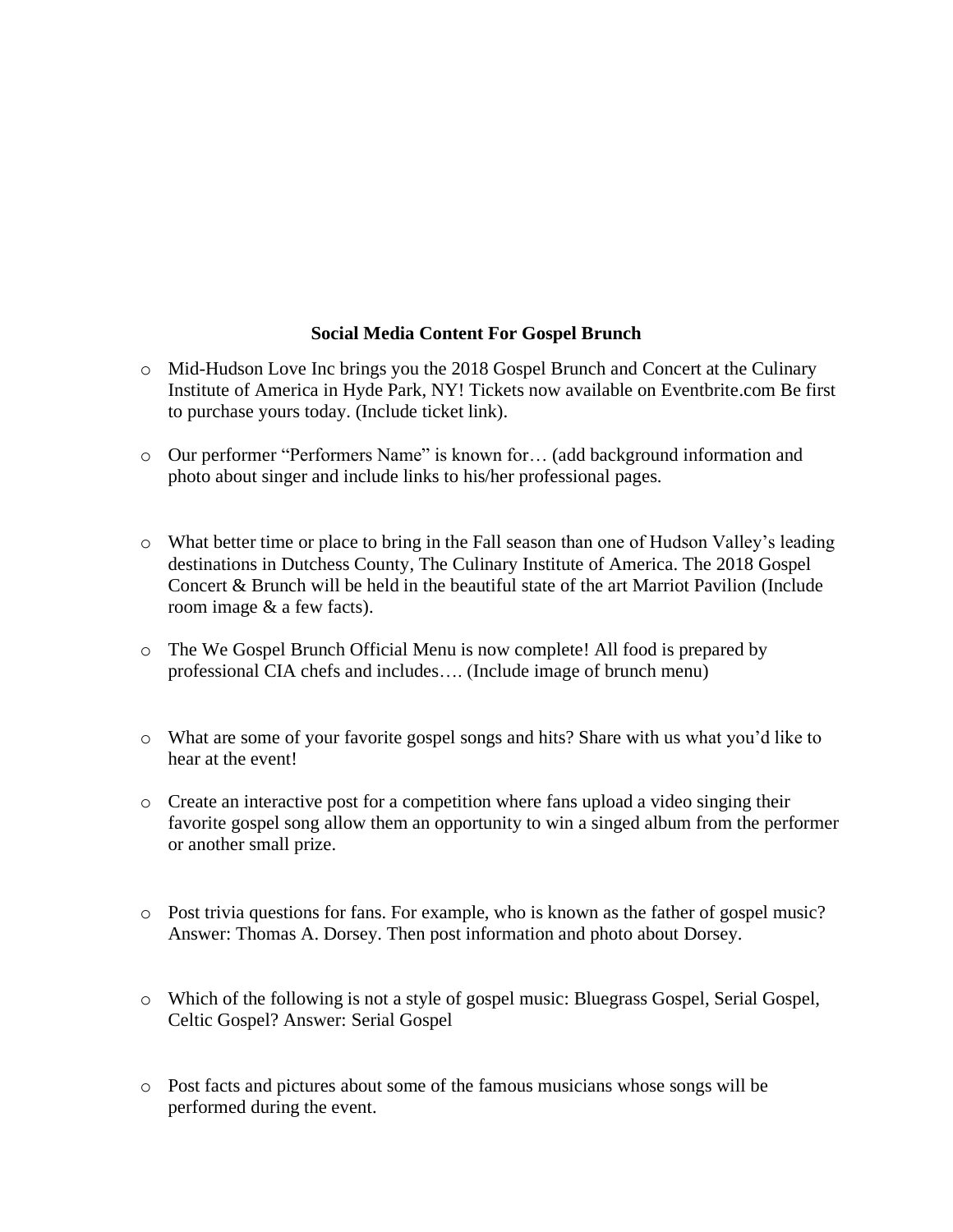**Social Media Content For Gospel Brunch**

- Mid-Hudson Love Inc brings you the 2018 Gospel Brunch and Concert at the Culinary Institute of America in Hyde Park, NY! Tickets now available on Eventbrite.com Be first to purchase yours today. (Include ticket link).

- Our performer "Performers Name" is known for… (add background information and photo about singer and include links to his/her professional pages.

- What better time or place to bring in the Fall season than one of Hudson Valley's leading destinations in Dutchess County, The Culinary Institute of America. The 2018 Gospel Concert & Brunch will be held in the beautiful state of the art Marriot Pavilion (Include room image & a few facts).

- The We Gospel Brunch Official Menu is now complete! All food is prepared by professional CIA chefs and includes…. (Include image of brunch menu)

- What are some of your favorite gospel songs and hits? Share with us what you'd like to hear at the event!

- Create an interactive post for a competition where fans upload a video singing their favorite gospel song allow them an opportunity to win a singed album from the performer or another small prize.

- Post trivia questions for fans. For example, who is known as the father of gospel music? Answer: Thomas A. Dorsey. Then post information and photo about Dorsey.

- Which of the following is not a style of gospel music: Bluegrass Gospel, Serial Gospel, Celtic Gospel? Answer: Serial Gospel

- Post facts and pictures about some of the famous musicians whose songs will be performed during the event.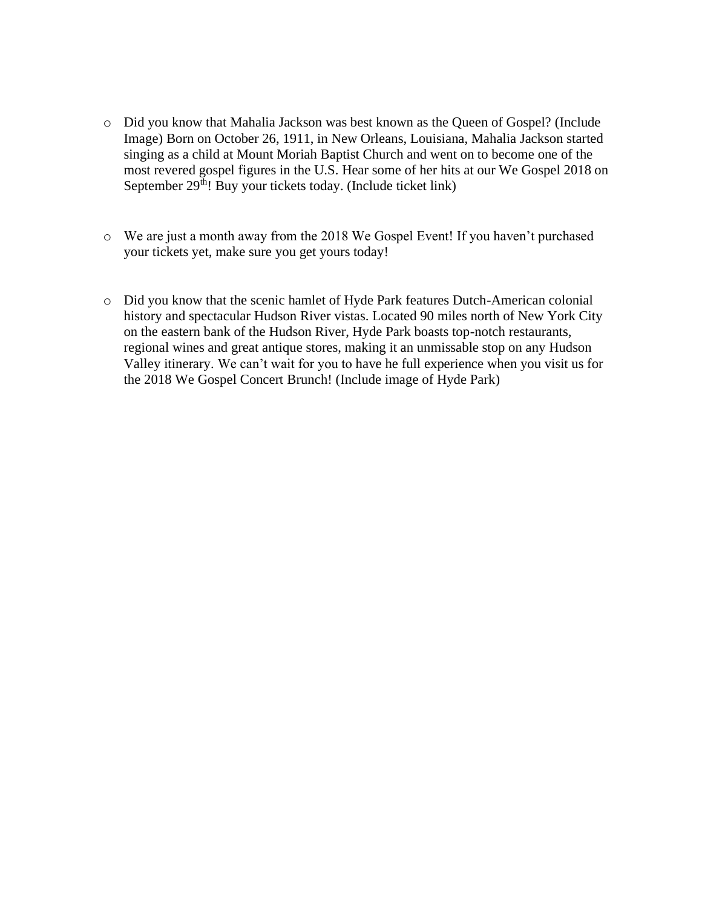- Did you know that Mahalia Jackson was best known as the Queen of Gospel? (Include Image) Born on October 26, 1911, in New Orleans, Louisiana, Mahalia Jackson started singing as a child at Mount Moriah Baptist Church and went on to become one of the most revered gospel figures in the U.S. Hear some of her hits at our We Gospel 2018 on September 29th! Buy your tickets today. (Include ticket link)

- We are just a month away from the 2018 We Gospel Event! If you haven't purchased your tickets yet, make sure you get yours today!

- Did you know that the scenic hamlet of Hyde Park features Dutch-American colonial history and spectacular Hudson River vistas. Located 90 miles north of New York City on the eastern bank of the Hudson River, Hyde Park boasts top-notch restaurants, regional wines and great antique stores, making it an unmissable stop on any Hudson Valley itinerary. We can't wait for you to have he full experience when you visit us for the 2018 We Gospel Concert Brunch! (Include image of Hyde Park)